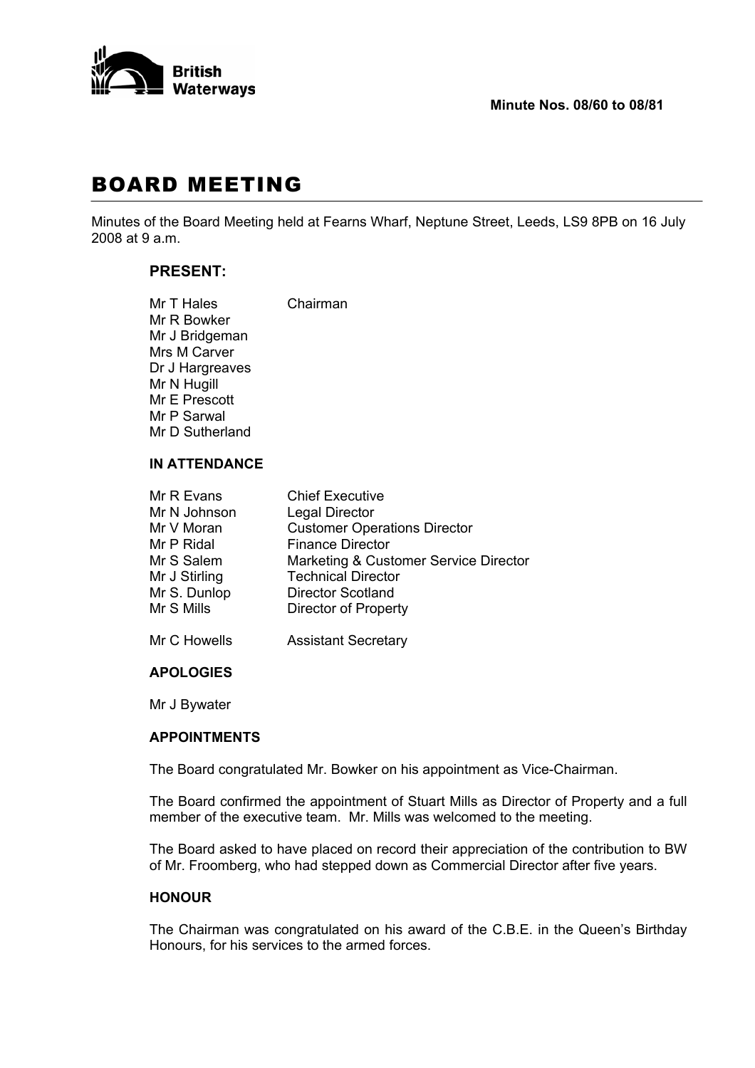British Waterways

**Minute Nos. 08/60 to 08/81**

# BOARD MEETING

Minutes of the Board Meeting held at Fearns Wharf, Neptune Street, Leeds, LS9 8PB on 16 July 2008 at 9 a.m.

## PRESENT:

| | |
|---|---|
| Mr T Hales | Chairman |
| Mr R Bowker | |
| Mr J Bridgeman | |
| Mrs M Carver | |
| Dr J Hargreaves | |
| Mr N Hugill | |
| Mr E Prescott | |
| Mr P Sarwal | |
| Mr D Sutherland | |

### IN ATTENDANCE

| | |
|---|---|
| Mr R Evans | Chief Executive |
| Mr N Johnson | Legal Director |
| Mr V Moran | Customer Operations Director |
| Mr P Ridal | Finance Director |
| Mr S Salem | Marketing & Customer Service Director |
| Mr J Stirling | Technical Director |
| Mr S. Dunlop | Director Scotland |
| Mr S Mills | Director of Property |
| Mr C Howells | Assistant Secretary |

### APOLOGIES

Mr J Bywater

### APPOINTMENTS

The Board congratulated Mr. Bowker on his appointment as Vice-Chairman.

The Board confirmed the appointment of Stuart Mills as Director of Property and a full member of the executive team. Mr. Mills was welcomed to the meeting.

The Board asked to have placed on record their appreciation of the contribution to BW of Mr. Froomberg, who had stepped down as Commercial Director after five years.

### HONOUR

The Chairman was congratulated on his award of the C.B.E. in the Queen's Birthday Honours, for his services to the armed forces.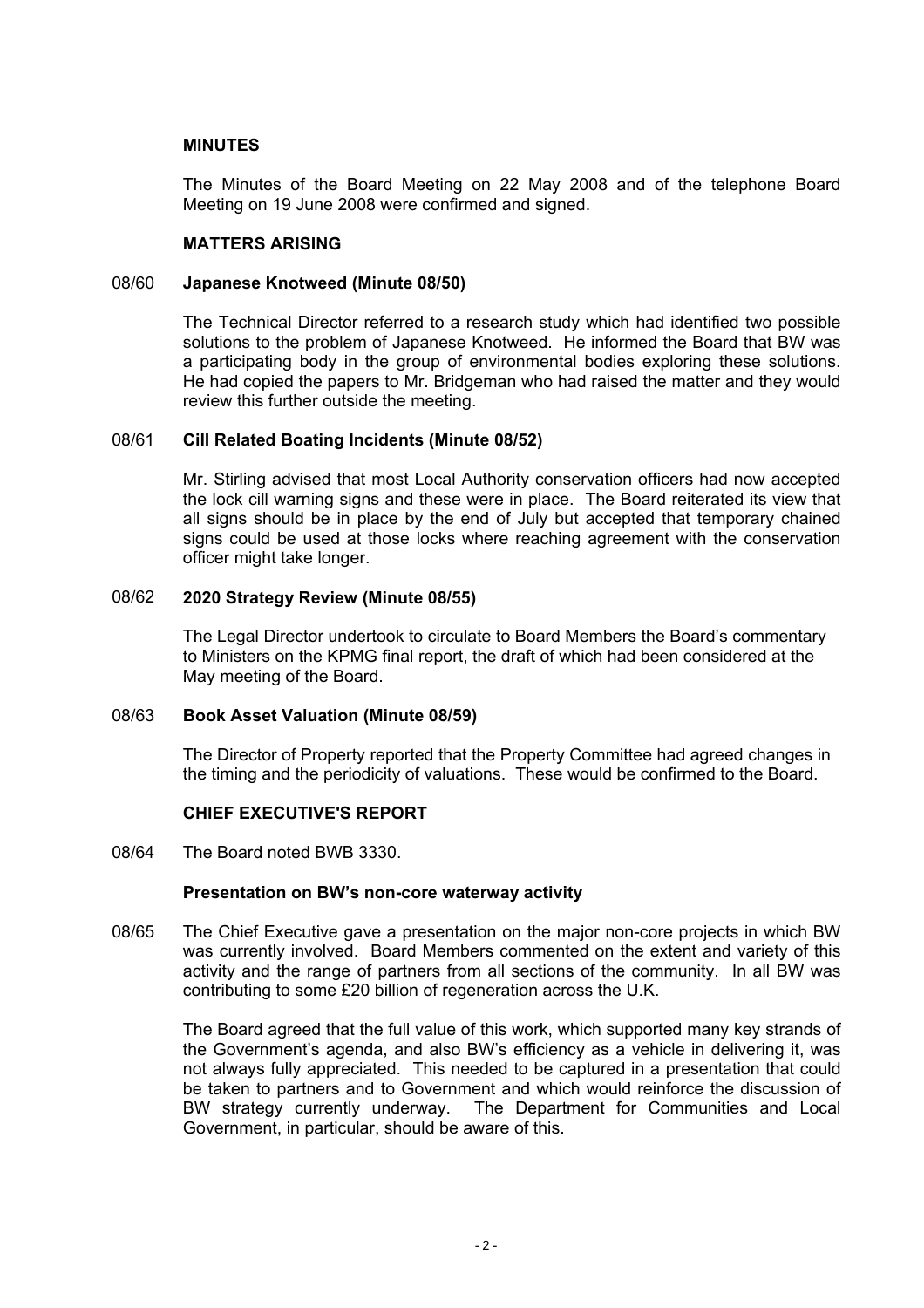## MINUTES

The Minutes of the Board Meeting on 22 May 2008 and of the telephone Board Meeting on 19 June 2008 were confirmed and signed.

## MATTERS ARISING

08/60 **Japanese Knotweed (Minute 08/50)**

The Technical Director referred to a research study which had identified two possible solutions to the problem of Japanese Knotweed. He informed the Board that BW was a participating body in the group of environmental bodies exploring these solutions. He had copied the papers to Mr. Bridgeman who had raised the matter and they would review this further outside the meeting.

08/61 **Cill Related Boating Incidents (Minute 08/52)**

Mr. Stirling advised that most Local Authority conservation officers had now accepted the lock cill warning signs and these were in place. The Board reiterated its view that all signs should be in place by the end of July but accepted that temporary chained signs could be used at those locks where reaching agreement with the conservation officer might take longer.

08/62 **2020 Strategy Review (Minute 08/55)**

The Legal Director undertook to circulate to Board Members the Board's commentary to Ministers on the KPMG final report, the draft of which had been considered at the May meeting of the Board.

08/63 **Book Asset Valuation (Minute 08/59)**

The Director of Property reported that the Property Committee had agreed changes in the timing and the periodicity of valuations. These would be confirmed to the Board.

## CHIEF EXECUTIVE'S REPORT

08/64 The Board noted BWB 3330.

### Presentation on BW's non-core waterway activity

08/65 The Chief Executive gave a presentation on the major non-core projects in which BW was currently involved. Board Members commented on the extent and variety of this activity and the range of partners from all sections of the community. In all BW was contributing to some £20 billion of regeneration across the U.K.

The Board agreed that the full value of this work, which supported many key strands of the Government's agenda, and also BW's efficiency as a vehicle in delivering it, was not always fully appreciated. This needed to be captured in a presentation that could be taken to partners and to Government and which would reinforce the discussion of BW strategy currently underway. The Department for Communities and Local Government, in particular, should be aware of this.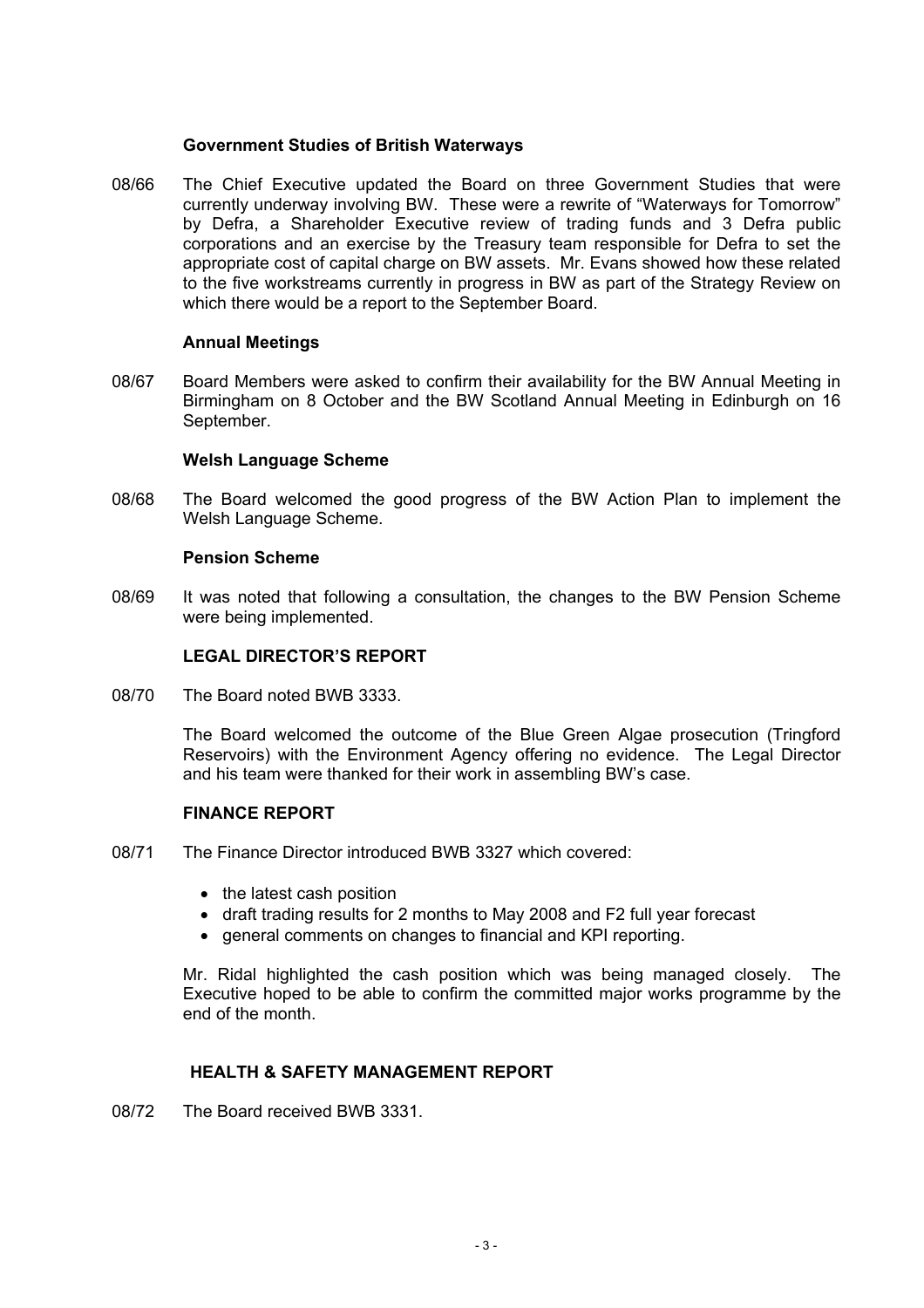**Government Studies of British Waterways**

08/66 The Chief Executive updated the Board on three Government Studies that were currently underway involving BW. These were a rewrite of “Waterways for Tomorrow” by Defra, a Shareholder Executive review of trading funds and 3 Defra public corporations and an exercise by the Treasury team responsible for Defra to set the appropriate cost of capital charge on BW assets. Mr. Evans showed how these related to the five workstreams currently in progress in BW as part of the Strategy Review on which there would be a report to the September Board.

**Annual Meetings**

08/67 Board Members were asked to confirm their availability for the BW Annual Meeting in Birmingham on 8 October and the BW Scotland Annual Meeting in Edinburgh on 16 September.

**Welsh Language Scheme**

08/68 The Board welcomed the good progress of the BW Action Plan to implement the Welsh Language Scheme.

**Pension Scheme**

08/69 It was noted that following a consultation, the changes to the BW Pension Scheme were being implemented.

**LEGAL DIRECTOR’S REPORT**

08/70 The Board noted BWB 3333.

The Board welcomed the outcome of the Blue Green Algae prosecution (Tringford Reservoirs) with the Environment Agency offering no evidence. The Legal Director and his team were thanked for their work in assembling BW’s case.

**FINANCE REPORT**

08/71 The Finance Director introduced BWB 3327 which covered:

- the latest cash position
- draft trading results for 2 months to May 2008 and F2 full year forecast
- general comments on changes to financial and KPI reporting.

Mr. Ridal highlighted the cash position which was being managed closely. The Executive hoped to be able to confirm the committed major works programme by the end of the month.

**HEALTH & SAFETY MANAGEMENT REPORT**

08/72 The Board received BWB 3331.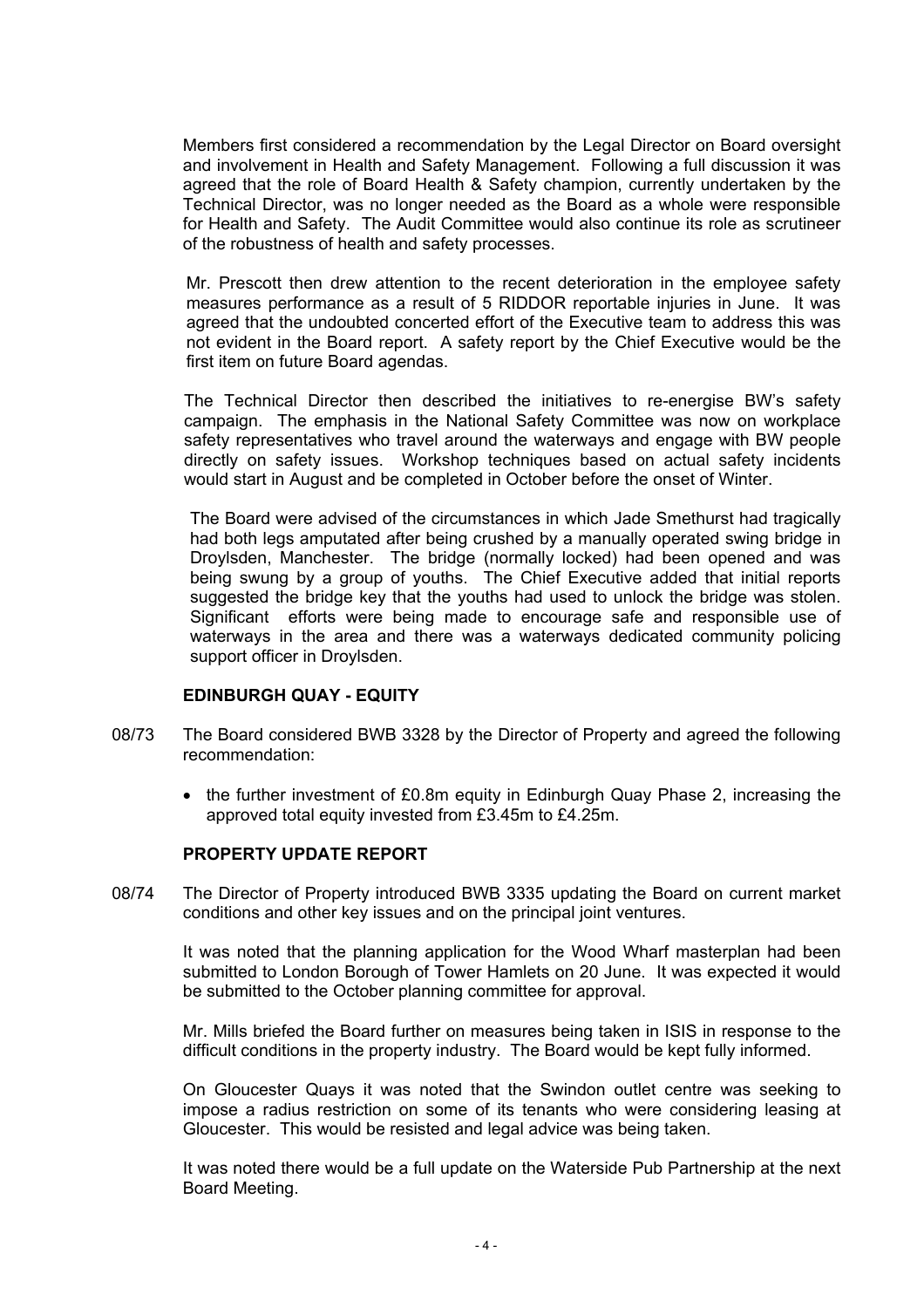Members first considered a recommendation by the Legal Director on Board oversight and involvement in Health and Safety Management. Following a full discussion it was agreed that the role of Board Health & Safety champion, currently undertaken by the Technical Director, was no longer needed as the Board as a whole were responsible for Health and Safety. The Audit Committee would also continue its role as scrutineer of the robustness of health and safety processes.

Mr. Prescott then drew attention to the recent deterioration in the employee safety measures performance as a result of 5 RIDDOR reportable injuries in June. It was agreed that the undoubted concerted effort of the Executive team to address this was not evident in the Board report. A safety report by the Chief Executive would be the first item on future Board agendas.

The Technical Director then described the initiatives to re-energise BW's safety campaign. The emphasis in the National Safety Committee was now on workplace safety representatives who travel around the waterways and engage with BW people directly on safety issues. Workshop techniques based on actual safety incidents would start in August and be completed in October before the onset of Winter.

The Board were advised of the circumstances in which Jade Smethurst had tragically had both legs amputated after being crushed by a manually operated swing bridge in Droylsden, Manchester. The bridge (normally locked) had been opened and was being swung by a group of youths. The Chief Executive added that initial reports suggested the bridge key that the youths had used to unlock the bridge was stolen. Significant efforts were being made to encourage safe and responsible use of waterways in the area and there was a waterways dedicated community policing support officer in Droylsden.

**EDINBURGH QUAY - EQUITY**

08/73 The Board considered BWB 3328 by the Director of Property and agreed the following recommendation:

- the further investment of £0.8m equity in Edinburgh Quay Phase 2, increasing the approved total equity invested from £3.45m to £4.25m.

**PROPERTY UPDATE REPORT**

08/74 The Director of Property introduced BWB 3335 updating the Board on current market conditions and other key issues and on the principal joint ventures.

It was noted that the planning application for the Wood Wharf masterplan had been submitted to London Borough of Tower Hamlets on 20 June. It was expected it would be submitted to the October planning committee for approval.

Mr. Mills briefed the Board further on measures being taken in ISIS in response to the difficult conditions in the property industry. The Board would be kept fully informed.

On Gloucester Quays it was noted that the Swindon outlet centre was seeking to impose a radius restriction on some of its tenants who were considering leasing at Gloucester. This would be resisted and legal advice was being taken.

It was noted there would be a full update on the Waterside Pub Partnership at the next Board Meeting.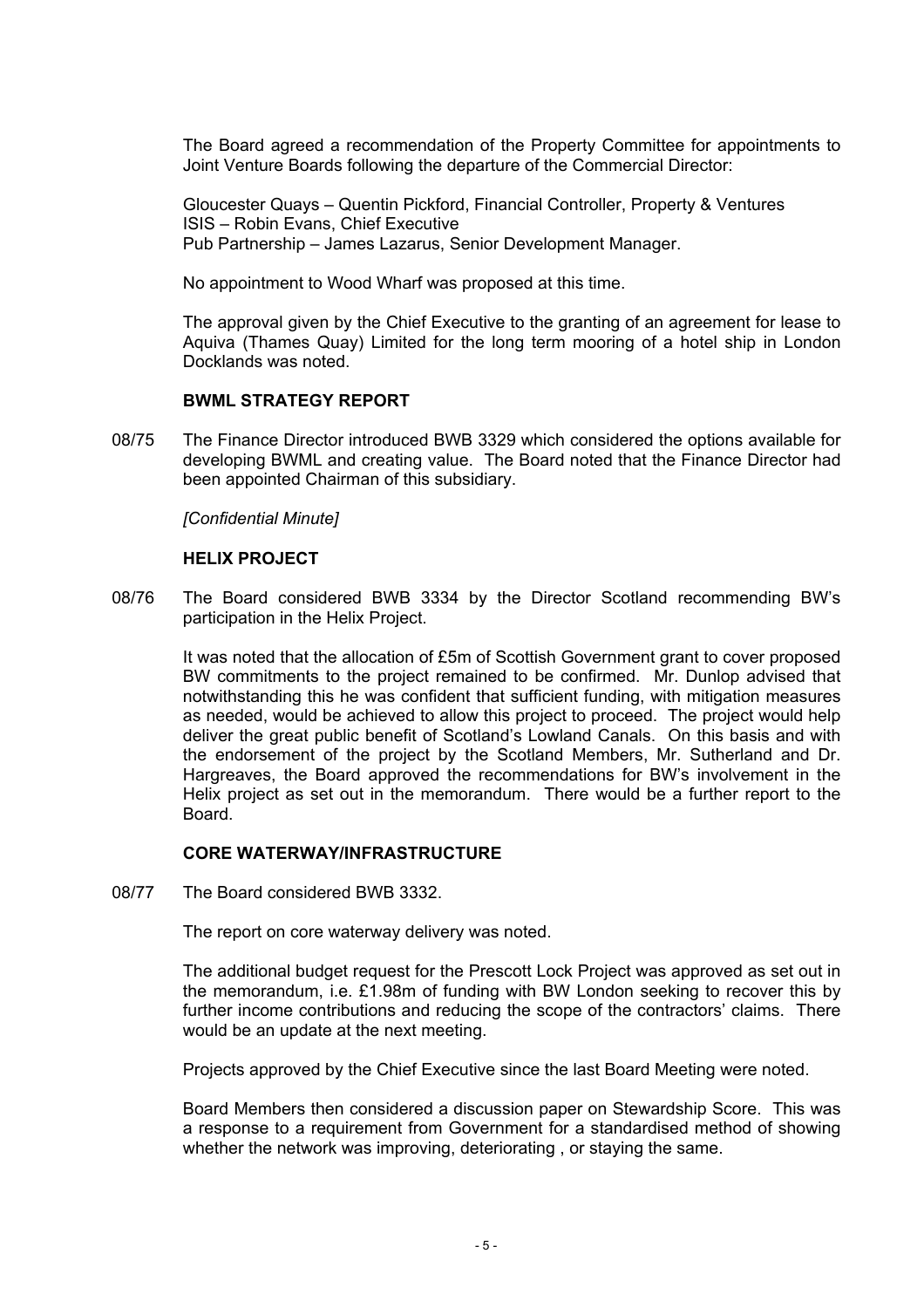The Board agreed a recommendation of the Property Committee for appointments to Joint Venture Boards following the departure of the Commercial Director:

Gloucester Quays – Quentin Pickford, Financial Controller, Property & Ventures
ISIS – Robin Evans, Chief Executive
Pub Partnership – James Lazarus, Senior Development Manager.

No appointment to Wood Wharf was proposed at this time.

The approval given by the Chief Executive to the granting of an agreement for lease to Aquiva (Thames Quay) Limited for the long term mooring of a hotel ship in London Docklands was noted.

**BWML STRATEGY REPORT**

08/75 The Finance Director introduced BWB 3329 which considered the options available for developing BWML and creating value. The Board noted that the Finance Director had been appointed Chairman of this subsidiary.

*[Confidential Minute]*

**HELIX PROJECT**

08/76 The Board considered BWB 3334 by the Director Scotland recommending BW's participation in the Helix Project.

It was noted that the allocation of £5m of Scottish Government grant to cover proposed BW commitments to the project remained to be confirmed. Mr. Dunlop advised that notwithstanding this he was confident that sufficient funding, with mitigation measures as needed, would be achieved to allow this project to proceed. The project would help deliver the great public benefit of Scotland's Lowland Canals. On this basis and with the endorsement of the project by the Scotland Members, Mr. Sutherland and Dr. Hargreaves, the Board approved the recommendations for BW's involvement in the Helix project as set out in the memorandum. There would be a further report to the Board.

**CORE WATERWAY/INFRASTRUCTURE**

08/77 The Board considered BWB 3332.

The report on core waterway delivery was noted.

The additional budget request for the Prescott Lock Project was approved as set out in the memorandum, i.e. £1.98m of funding with BW London seeking to recover this by further income contributions and reducing the scope of the contractors' claims. There would be an update at the next meeting.

Projects approved by the Chief Executive since the last Board Meeting were noted.

Board Members then considered a discussion paper on Stewardship Score. This was a response to a requirement from Government for a standardised method of showing whether the network was improving, deteriorating , or staying the same.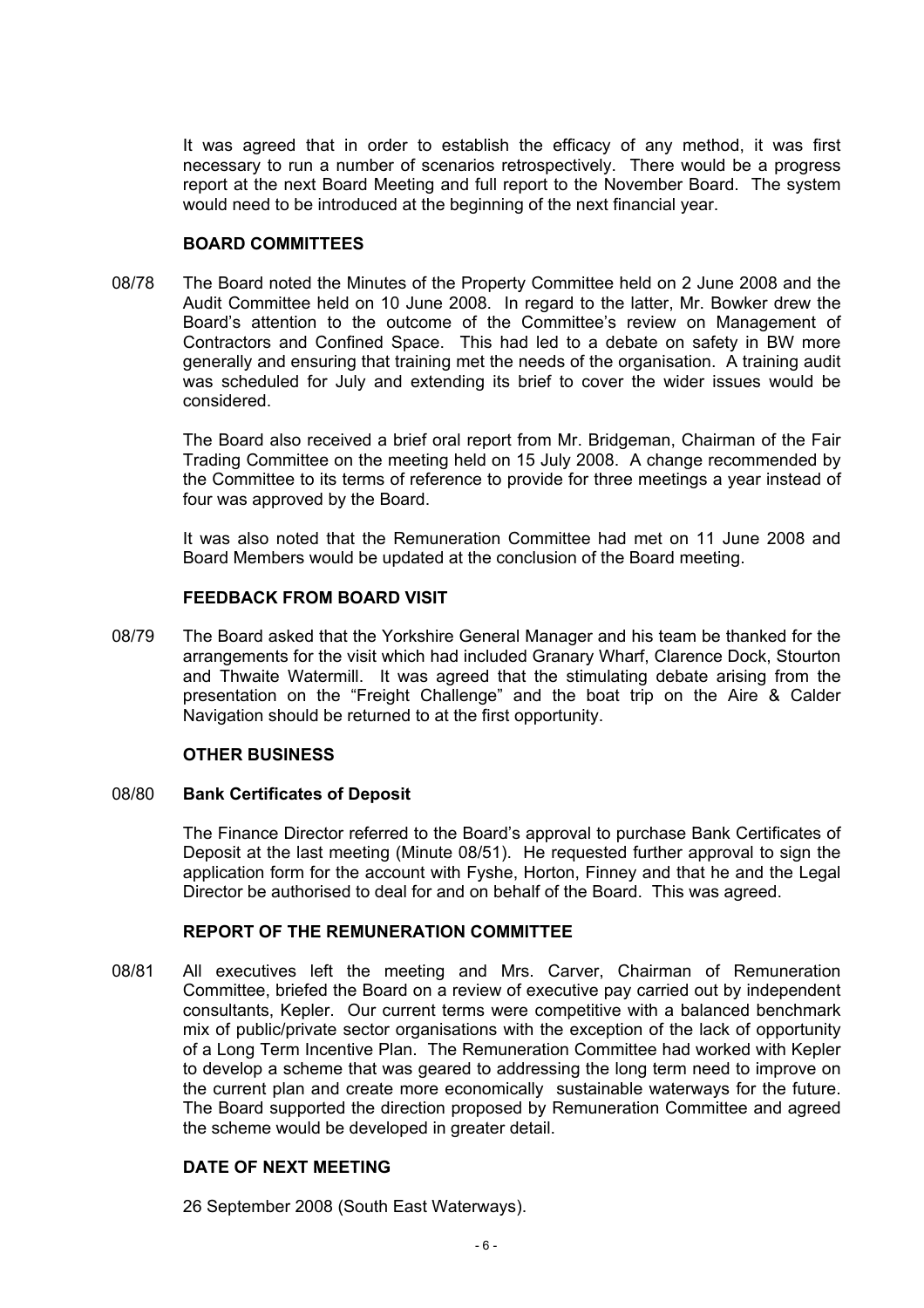It was agreed that in order to establish the efficacy of any method, it was first necessary to run a number of scenarios retrospectively. There would be a progress report at the next Board Meeting and full report to the November Board. The system would need to be introduced at the beginning of the next financial year.

**BOARD COMMITTEES**

08/78 The Board noted the Minutes of the Property Committee held on 2 June 2008 and the Audit Committee held on 10 June 2008. In regard to the latter, Mr. Bowker drew the Board's attention to the outcome of the Committee's review on Management of Contractors and Confined Space. This had led to a debate on safety in BW more generally and ensuring that training met the needs of the organisation. A training audit was scheduled for July and extending its brief to cover the wider issues would be considered.

The Board also received a brief oral report from Mr. Bridgeman, Chairman of the Fair Trading Committee on the meeting held on 15 July 2008. A change recommended by the Committee to its terms of reference to provide for three meetings a year instead of four was approved by the Board.

It was also noted that the Remuneration Committee had met on 11 June 2008 and Board Members would be updated at the conclusion of the Board meeting.

**FEEDBACK FROM BOARD VISIT**

08/79 The Board asked that the Yorkshire General Manager and his team be thanked for the arrangements for the visit which had included Granary Wharf, Clarence Dock, Stourton and Thwaite Watermill. It was agreed that the stimulating debate arising from the presentation on the "Freight Challenge" and the boat trip on the Aire & Calder Navigation should be returned to at the first opportunity.

**OTHER BUSINESS**

08/80 **Bank Certificates of Deposit**

The Finance Director referred to the Board's approval to purchase Bank Certificates of Deposit at the last meeting (Minute 08/51). He requested further approval to sign the application form for the account with Fyshe, Horton, Finney and that he and the Legal Director be authorised to deal for and on behalf of the Board. This was agreed.

**REPORT OF THE REMUNERATION COMMITTEE**

08/81 All executives left the meeting and Mrs. Carver, Chairman of Remuneration Committee, briefed the Board on a review of executive pay carried out by independent consultants, Kepler. Our current terms were competitive with a balanced benchmark mix of public/private sector organisations with the exception of the lack of opportunity of a Long Term Incentive Plan. The Remuneration Committee had worked with Kepler to develop a scheme that was geared to addressing the long term need to improve on the current plan and create more economically sustainable waterways for the future. The Board supported the direction proposed by Remuneration Committee and agreed the scheme would be developed in greater detail.

**DATE OF NEXT MEETING**

26 September 2008 (South East Waterways).